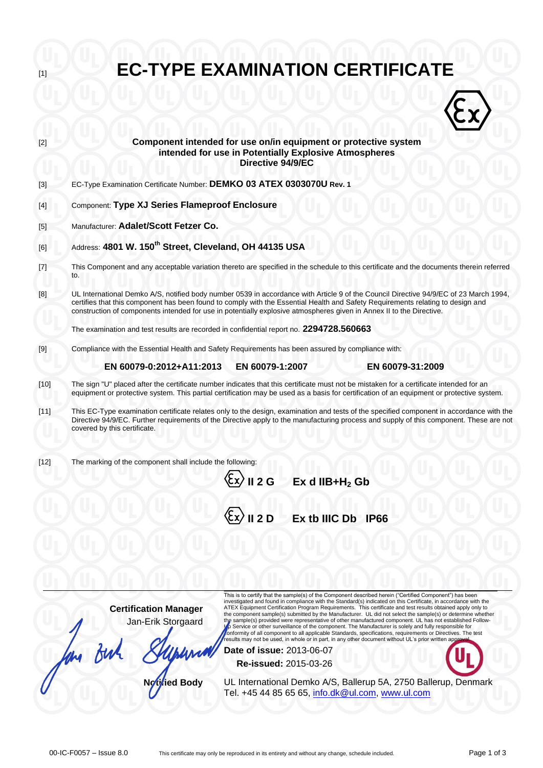[1]

# EC-TYPE EXAMINATION CERTIFICATE

[2] **Component intended for use on/in equipment or protective system intended for use in Potentially Explosive Atmospheres Directive 94/9/EC**

[3] EC-Type Examination Certificate Number: **DEMKO 03 ATEX 0303070U Rev. 1**

[4] Component: **Type XJ Series Flameproof Enclosure**

[5] Manufacturer: **Adalet/Scott Fetzer Co.**

[6] Address: **4801 W. 150th Street, Cleveland, OH 44135 USA**

[7] This Component and any acceptable variation thereto are specified in the schedule to this certificate and the documents therein referred to.

[8] UL International Demko A/S, notified body number 0539 in accordance with Article 9 of the Council Directive 94/9/EC of 23 March 1994, certifies that this component has been found to comply with the Essential Health and Safety Requirements relating to design and construction of components intended for use in potentially explosive atmospheres given in Annex II to the Directive.

The examination and test results are recorded in confidential report no. **2294728.560663**

[9] Compliance with the Essential Health and Safety Requirements has been assured by compliance with:

**EN 60079-0:2012+A11:2013 EN 60079-1:2007 EN 60079-31:2009**

[10] The sign "U" placed after the certificate number indicates that this certificate must not be mistaken for a certificate intended for an equipment or protective system. This partial certification may be used as a basis for certification of an equipment or protective system.

[11] This EC-Type examination certificate relates only to the design, examination and tests of the specified component in accordance with the Directive 94/9/EC. Further requirements of the Directive apply to the manufacturing process and supply of this component. These are not covered by this certificate.

[12] The marking of the component shall include the following:

**Ex II 2 G Ex d IIB+$H_2$ Gb**

**Ex II 2 D Ex tb IIIC Db IP66**

**Certification Manager**
Jan-Erik Storgaard

**Notified Body**

This is to certify that the sample(s) of the Component described herein ("Certified Component") has been investigated and found in compliance with the Standard(s) indicated on this Certificate, in accordance with the ATEX Equipment Certification Program Requirements. This certificate and test results obtained apply only to the component sample(s) submitted by the Manufacturer. UL did not select the sample(s) or determine whether the sample(s) provided were representative of other manufactured component. UL has not established Follow-Up Service or other surveillance of the component. The Manufacturer is solely and fully responsible for conformity of all component to all applicable Standards, specifications, requirements or Directives. The test results may not be used, in whole or in part, in any other document without UL's prior written approval.

**Date of issue:** 2013-06-07
**Re-issued:** 2015-03-26

UL International Demko A/S, Ballerup 5A, 2750 Ballerup, Denmark
Tel. +45 44 85 65 65, info.dk@ul.com, www.ul.com

00-IC-F0057 – Issue 8.0 This certificate may only be reproduced in its entirety and without any change, schedule included.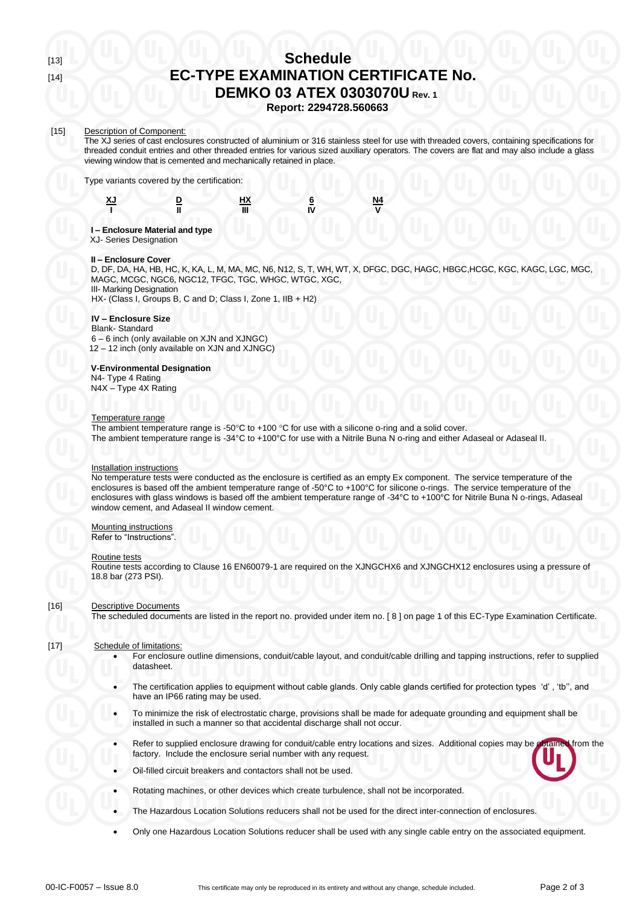[13] # Schedule

[14] # EC-TYPE EXAMINATION CERTIFICATE No. DEMKO 03 ATEX 0303070U Rev. 1

**Report: 2294728.560663**

[15] Description of Component:

The XJ series of cast enclosures constructed of aluminium or 316 stainless steel for use with threaded covers, containing specifications for threaded conduit entries and other threaded entries for various sized auxiliary operators. The covers are flat and may also include a glass viewing window that is cemented and mechanically retained in place.

Type variants covered by the certification:

| XJ | D | HX | 6 | N4 |
|---|---|---|---|---|
| I | II | III | IV | V |

**I – Enclosure Material and type**
XJ- Series Designation

**II – Enclosure Cover**
D, DF, DA, HA, HB, HC, K, KA, L, M, MA, MC, N6, N12, S, T, WH, WT, X, DFGC, DGC, HAGC, HBGC,HCGC, KGC, KAGC, LGC, MGC, MAGC, MCGC, NGC6, NGC12, TFGC, TGC, WHGC, WTGC, XGC,
III- Marking Designation
HX- (Class I, Groups B, C and D; Class I, Zone 1, IIB + H2)

**IV – Enclosure Size**
Blank- Standard
6 – 6 inch (only available on XJN and XJNGC)
12 – 12 inch (only available on XJN and XJNGC)

**V-Environmental Designation**
N4- Type 4 Rating
N4X – Type 4X Rating

Temperature range

The ambient temperature range is -50°C to +100 °C for use with a silicone o-ring and a solid cover.
The ambient temperature range is -34°C to +100°C for use with a Nitrile Buna N o-ring and either Adaseal or Adaseal II.

Installation instructions

No temperature tests were conducted as the enclosure is certified as an empty Ex component. The service temperature of the enclosures is based off the ambient temperature range of -50°C to +100°C for silicone o-rings. The service temperature of the enclosures with glass windows is based off the ambient temperature range of -34°C to +100°C for Nitrile Buna N o-rings, Adaseal window cement, and Adaseal II window cement.

Mounting instructions

Refer to "Instructions".

Routine tests

Routine tests according to Clause 16 EN60079-1 are required on the XJNGCHX6 and XJNGCHX12 enclosures using a pressure of 18.8 bar (273 PSI).

[16] Descriptive Documents

The scheduled documents are listed in the report no. provided under item no. [ 8 ] on page 1 of this EC-Type Examination Certificate.

[17] Schedule of limitations:

- For enclosure outline dimensions, conduit/cable layout, and conduit/cable drilling and tapping instructions, refer to supplied datasheet.
- The certification applies to equipment without cable glands. Only cable glands certified for protection types 'd' , 'tb'', and have an IP66 rating may be used.
- To minimize the risk of electrostatic charge, provisions shall be made for adequate grounding and equipment shall be installed in such a manner so that accidental discharge shall not occur.
- Refer to supplied enclosure drawing for conduit/cable entry locations and sizes. Additional copies may be obtained from the factory. Include the enclosure serial number with any request.
- Oil-filled circuit breakers and contactors shall not be used.
- Rotating machines, or other devices which create turbulence, shall not be incorporated.
- The Hazardous Location Solutions reducers shall not be used for the direct inter-connection of enclosures.
- Only one Hazardous Location Solutions reducer shall be used with any single cable entry on the associated equipment.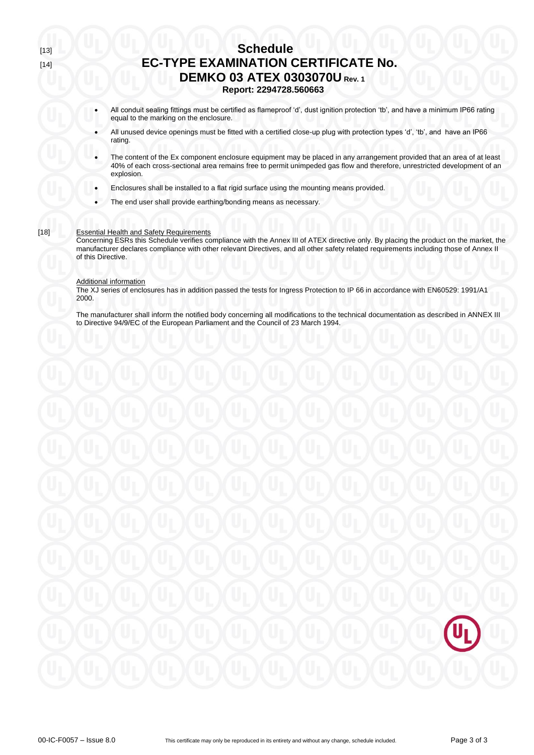[13] 
# Schedule

[14] 
## EC-TYPE EXAMINATION CERTIFICATE No. DEMKO 03 ATEX 0303070U Rev. 1

**Report: 2294728.560663**

- All conduit sealing fittings must be certified as flameproof 'd', dust ignition protection 'tb', and have a minimum IP66 rating equal to the marking on the enclosure.
- All unused device openings must be fitted with a certified close-up plug with protection types 'd', 'tb', and have an IP66 rating.
- The content of the Ex component enclosure equipment may be placed in any arrangement provided that an area of at least 40% of each cross-sectional area remains free to permit unimpeded gas flow and therefore, unrestricted development of an explosion.
- Enclosures shall be installed to a flat rigid surface using the mounting means provided.
- The end user shall provide earthing/bonding means as necessary.

[18] Essential Health and Safety Requirements

Concerning ESRs this Schedule verifies compliance with the Annex III of ATEX directive only. By placing the product on the market, the manufacturer declares compliance with other relevant Directives, and all other safety related requirements including those of Annex II of this Directive.

Additional information

The XJ series of enclosures has in addition passed the tests for Ingress Protection to IP 66 in accordance with EN60529: 1991/A1 2000.

The manufacturer shall inform the notified body concerning all modifications to the technical documentation as described in ANNEX III to Directive 94/9/EC of the European Parliament and the Council of 23 March 1994.

00-IC-F0057 – Issue 8.0 This certificate may only be reproduced in its entirety and without any change, schedule included.